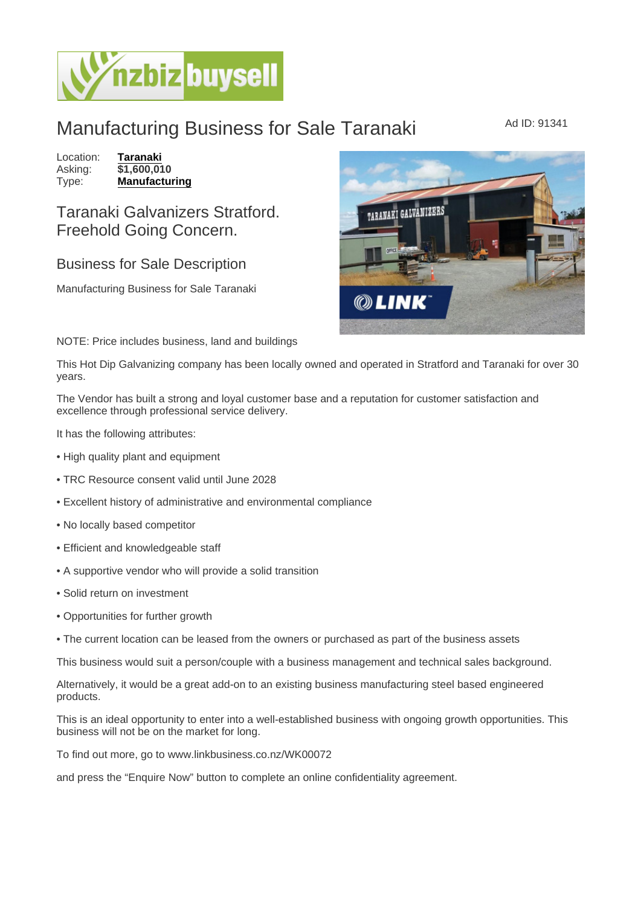# Manufacturing Business for Sale Taranaki

Ad ID: 91341

Location: **Taranaki**
Asking: **$1,600,010**
Type: **Manufacturing**

## Taranaki Galvanizers Stratford. Freehold Going Concern.

### Business for Sale Description

Manufacturing Business for Sale Taranaki

NOTE: Price includes business, land and buildings

This Hot Dip Galvanizing company has been locally owned and operated in Stratford and Taranaki for over 30 years.

The Vendor has built a strong and loyal customer base and a reputation for customer satisfaction and excellence through professional service delivery.

It has the following attributes:

• High quality plant and equipment

• TRC Resource consent valid until June 2028

• Excellent history of administrative and environmental compliance

• No locally based competitor

• Efficient and knowledgeable staff

• A supportive vendor who will provide a solid transition

• Solid return on investment

• Opportunities for further growth

• The current location can be leased from the owners or purchased as part of the business assets

This business would suit a person/couple with a business management and technical sales background.

Alternatively, it would be a great add-on to an existing business manufacturing steel based engineered products.

This is an ideal opportunity to enter into a well-established business with ongoing growth opportunities. This business will not be on the market for long.

To find out more, go to www.linkbusiness.co.nz/WK00072

and press the "Enquire Now" button to complete an online confidentiality agreement.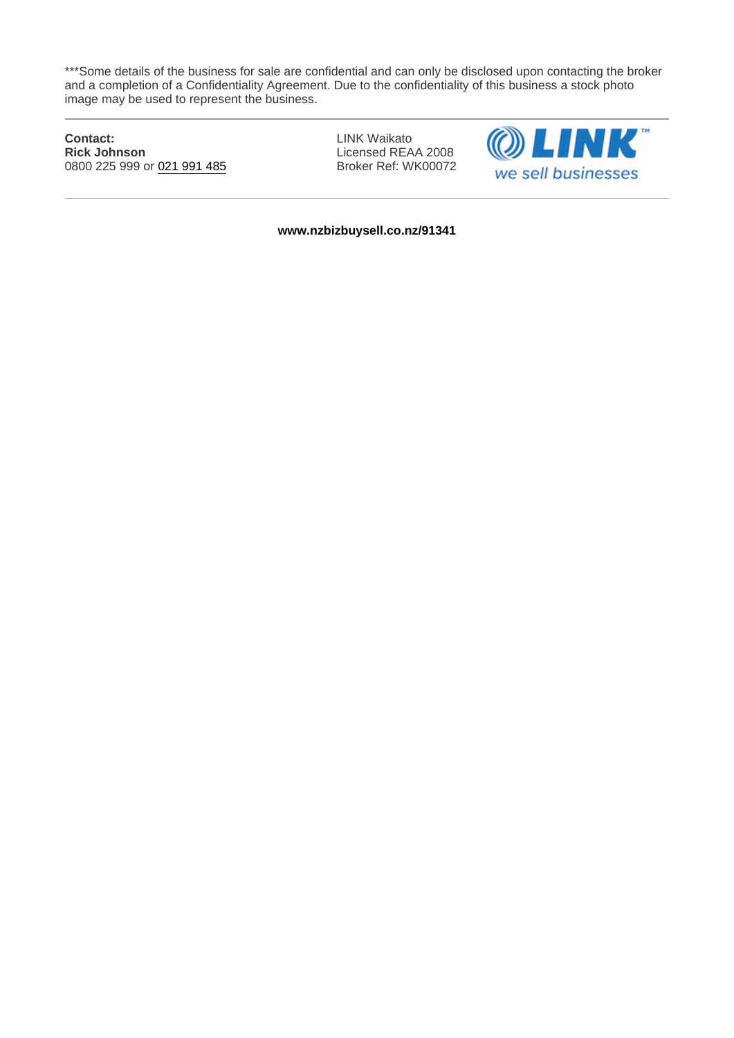***Some details of the business for sale are confidential and can only be disclosed upon contacting the broker and a completion of a Confidentiality Agreement. Due to the confidentiality of this business a stock photo image may be used to represent the business.

**Contact:**
**Rick Johnson**
0800 225 999 or 021 991 485

LINK Waikato
Licensed REAA 2008
Broker Ref: WK00072

LINK™
we sell businesses

**www.nzbizbuysell.co.nz/91341**